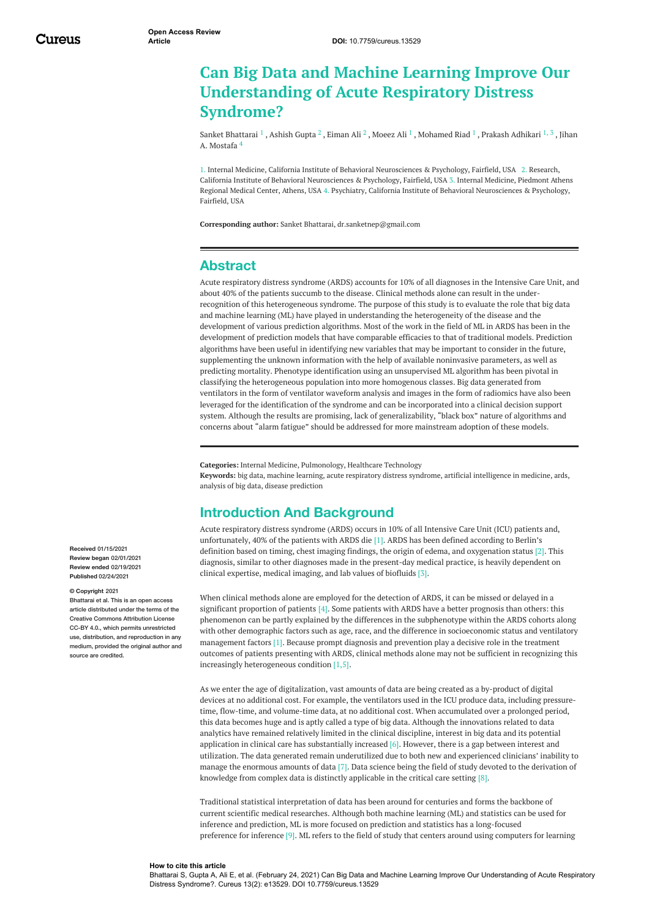Open Access Review Article

DOI: 10.7759/cureus.13529

# Can Big Data and Machine Learning Improve Our Understanding of Acute Respiratory Distress Syndrome?

Sanket Bhattarai [1] , Ashish Gupta [2] , Eiman Ali [2] , Moeez Ali [1] , Mohamed Riad [1] , Prakash Adhikari [1, 3] , Jihan A. Mostafa [4]

1. Internal Medicine, California Institute of Behavioral Neurosciences & Psychology, Fairfield, USA 2. Research, California Institute of Behavioral Neurosciences & Psychology, Fairfield, USA 3. Internal Medicine, Piedmont Athens Regional Medical Center, Athens, USA 4. Psychiatry, California Institute of Behavioral Neurosciences & Psychology, Fairfield, USA

**Corresponding author:** Sanket Bhattarai, dr.sanketnep@gmail.com

## Abstract

Acute respiratory distress syndrome (ARDS) accounts for 10% of all diagnoses in the Intensive Care Unit, and about 40% of the patients succumb to the disease. Clinical methods alone can result in the under-recognition of this heterogeneous syndrome. The purpose of this study is to evaluate the role that big data and machine learning (ML) have played in understanding the heterogeneity of the disease and the development of various prediction algorithms. Most of the work in the field of ML in ARDS has been in the development of prediction models that have comparable efficacies to that of traditional models. Prediction algorithms have been useful in identifying new variables that may be important to consider in the future, supplementing the unknown information with the help of available noninvasive parameters, as well as predicting mortality. Phenotype identification using an unsupervised ML algorithm has been pivotal in classifying the heterogeneous population into more homogenous classes. Big data generated from ventilators in the form of ventilator waveform analysis and images in the form of radiomics have also been leveraged for the identification of the syndrome and can be incorporated into a clinical decision support system. Although the results are promising, lack of generalizability, "black box" nature of algorithms and concerns about "alarm fatigue" should be addressed for more mainstream adoption of these models.

**Categories:** Internal Medicine, Pulmonology, Healthcare Technology
**Keywords:** big data, machine learning, acute respiratory distress syndrome, artificial intelligence in medicine, ards, analysis of big data, disease prediction

**Received** 01/15/2021
**Review began** 02/01/2021
**Review ended** 02/19/2021
**Published** 02/24/2021

**© Copyright** 2021
Bhattarai et al. This is an open access article distributed under the terms of the Creative Commons Attribution License CC-BY 4.0., which permits unrestricted use, distribution, and reproduction in any medium, provided the original author and source are credited.

## Introduction And Background

Acute respiratory distress syndrome (ARDS) occurs in 10% of all Intensive Care Unit (ICU) patients and, unfortunately, 40% of the patients with ARDS die [1]. ARDS has been defined according to Berlin's definition based on timing, chest imaging findings, the origin of edema, and oxygenation status [2]. This diagnosis, similar to other diagnoses made in the present-day medical practice, is heavily dependent on clinical expertise, medical imaging, and lab values of biofluids [3].

When clinical methods alone are employed for the detection of ARDS, it can be missed or delayed in a significant proportion of patients [4]. Some patients with ARDS have a better prognosis than others: this phenomenon can be partly explained by the differences in the subphenotype within the ARDS cohorts along with other demographic factors such as age, race, and the difference in socioeconomic status and ventilatory management factors [1]. Because prompt diagnosis and prevention play a decisive role in the treatment outcomes of patients presenting with ARDS, clinical methods alone may not be sufficient in recognizing this increasingly heterogeneous condition [1,5].

As we enter the age of digitalization, vast amounts of data are being created as a by-product of digital devices at no additional cost. For example, the ventilators used in the ICU produce data, including pressure-time, flow-time, and volume-time data, at no additional cost. When accumulated over a prolonged period, this data becomes huge and is aptly called a type of big data. Although the innovations related to data analytics have remained relatively limited in the clinical discipline, interest in big data and its potential application in clinical care has substantially increased [6]. However, there is a gap between interest and utilization. The data generated remain underutilized due to both new and experienced clinicians' inability to manage the enormous amounts of data [7]. Data science being the field of study devoted to the derivation of knowledge from complex data is distinctly applicable in the critical care setting [8].

Traditional statistical interpretation of data has been around for centuries and forms the backbone of current scientific medical researches. Although both machine learning (ML) and statistics can be used for inference and prediction, ML is more focused on prediction and statistics has a long-focused preference for inference [9]. ML refers to the field of study that centers around using computers for learning

**How to cite this article**
Bhattarai S, Gupta A, Ali E, et al. (February 24, 2021) Can Big Data and Machine Learning Improve Our Understanding of Acute Respiratory Distress Syndrome?. Cureus 13(2): e13529. DOI 10.7759/cureus.13529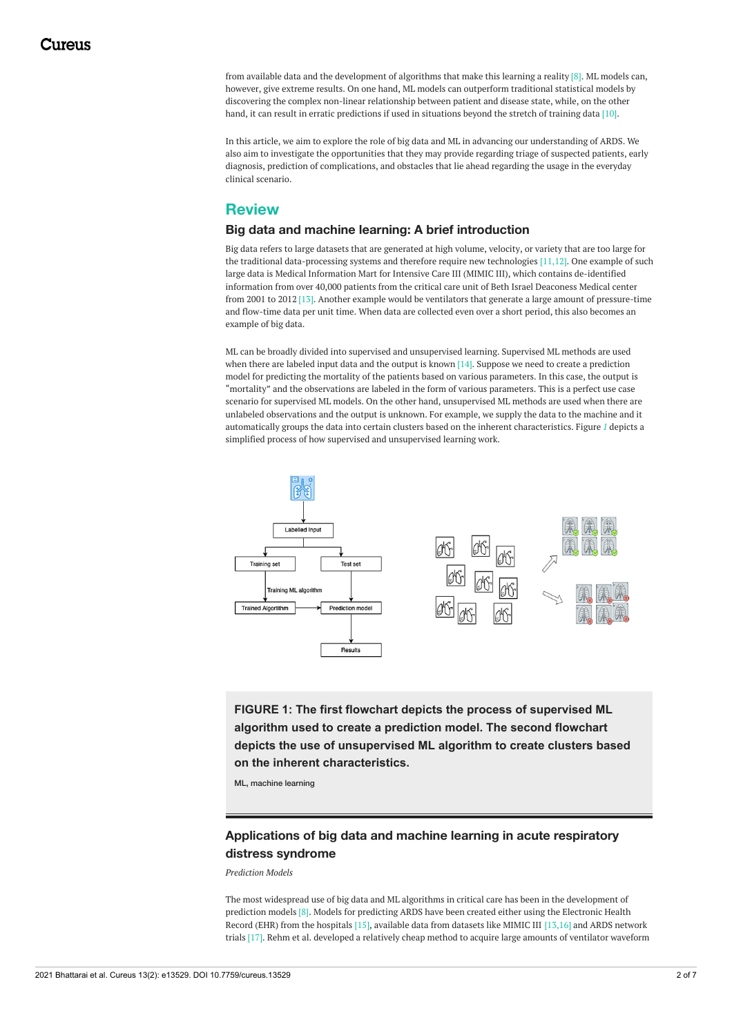from available data and the development of algorithms that make this learning a reality [8]. ML models can, however, give extreme results. On one hand, ML models can outperform traditional statistical models by discovering the complex non-linear relationship between patient and disease state, while, on the other hand, it can result in erratic predictions if used in situations beyond the stretch of training data [10].

In this article, we aim to explore the role of big data and ML in advancing our understanding of ARDS. We also aim to investigate the opportunities that they may provide regarding triage of suspected patients, early diagnosis, prediction of complications, and obstacles that lie ahead regarding the usage in the everyday clinical scenario.

## Review

### Big data and machine learning: A brief introduction

Big data refers to large datasets that are generated at high volume, velocity, or variety that are too large for the traditional data-processing systems and therefore require new technologies [11,12]. One example of such large data is Medical Information Mart for Intensive Care III (MIMIC III), which contains de-identified information from over 40,000 patients from the critical care unit of Beth Israel Deaconess Medical center from 2001 to 2012 [13]. Another example would be ventilators that generate a large amount of pressure-time and flow-time data per unit time. When data are collected even over a short period, this also becomes an example of big data.

ML can be broadly divided into supervised and unsupervised learning. Supervised ML methods are used when there are labeled input data and the output is known [14]. Suppose we need to create a prediction model for predicting the mortality of the patients based on various parameters. In this case, the output is "mortality" and the observations are labeled in the form of various parameters. This is a perfect use case scenario for supervised ML models. On the other hand, unsupervised ML methods are used when there are unlabeled observations and the output is unknown. For example, we supply the data to the machine and it automatically groups the data into certain clusters based on the inherent characteristics. Figure 1 depicts a simplified process of how supervised and unsupervised learning work.

**FIGURE 1: The first flowchart depicts the process of supervised ML algorithm used to create a prediction model. The second flowchart depicts the use of unsupervised ML algorithm to create clusters based on the inherent characteristics.**

ML, machine learning

### Applications of big data and machine learning in acute respiratory distress syndrome

*Prediction Models*

The most widespread use of big data and ML algorithms in critical care has been in the development of prediction models [8]. Models for predicting ARDS have been created either using the Electronic Health Record (EHR) from the hospitals [15], available data from datasets like MIMIC III [13,16] and ARDS network trials [17]. Rehm et al. developed a relatively cheap method to acquire large amounts of ventilator waveform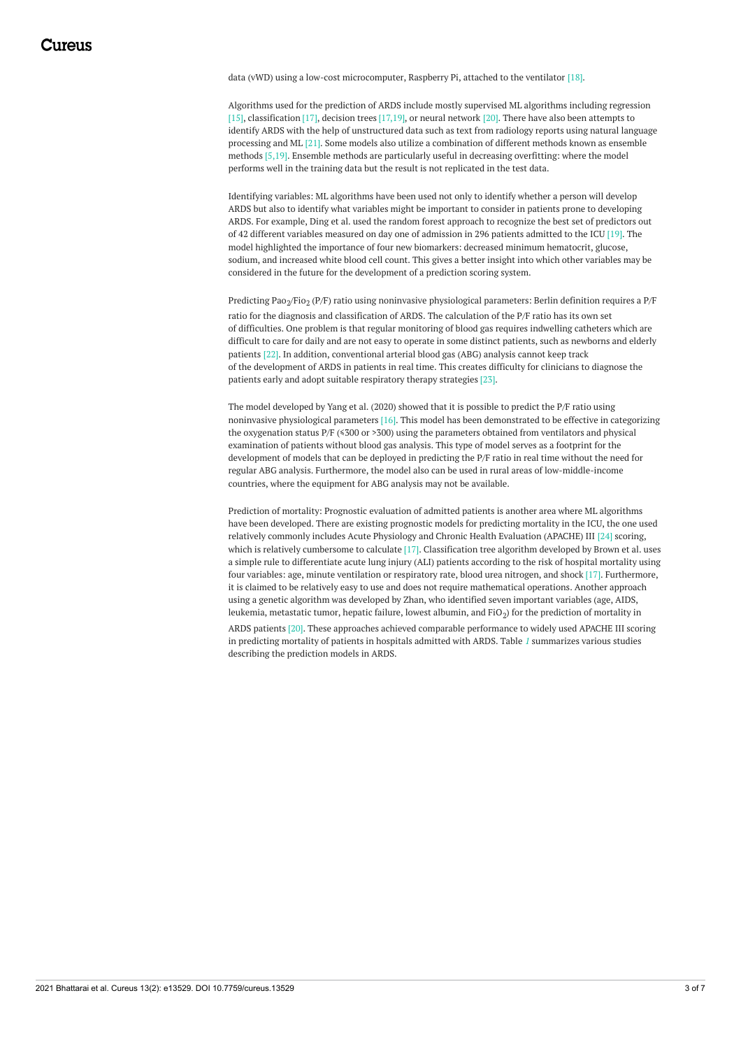data (vWD) using a low-cost microcomputer, Raspberry Pi, attached to the ventilator [18].

Algorithms used for the prediction of ARDS include mostly supervised ML algorithms including regression [15], classification [17], decision trees [17,19], or neural network [20]. There have also been attempts to identify ARDS with the help of unstructured data such as text from radiology reports using natural language processing and ML [21]. Some models also utilize a combination of different methods known as ensemble methods [5,19]. Ensemble methods are particularly useful in decreasing overfitting: where the model performs well in the training data but the result is not replicated in the test data.

Identifying variables: ML algorithms have been used not only to identify whether a person will develop ARDS but also to identify what variables might be important to consider in patients prone to developing ARDS. For example, Ding et al. used the random forest approach to recognize the best set of predictors out of 42 different variables measured on day one of admission in 296 patients admitted to the ICU [19]. The model highlighted the importance of four new biomarkers: decreased minimum hematocrit, glucose, sodium, and increased white blood cell count. This gives a better insight into which other variables may be considered in the future for the development of a prediction scoring system.

Predicting $Pao_2/Fio_2$ (P/F) ratio using noninvasive physiological parameters: Berlin definition requires a P/F ratio for the diagnosis and classification of ARDS. The calculation of the P/F ratio has its own set of difficulties. One problem is that regular monitoring of blood gas requires indwelling catheters which are difficult to care for daily and are not easy to operate in some distinct patients, such as newborns and elderly patients [22]. In addition, conventional arterial blood gas (ABG) analysis cannot keep track of the development of ARDS in patients in real time. This creates difficulty for clinicians to diagnose the patients early and adopt suitable respiratory therapy strategies [23].

The model developed by Yang et al. (2020) showed that it is possible to predict the P/F ratio using noninvasive physiological parameters [16]. This model has been demonstrated to be effective in categorizing the oxygenation status P/F (⩽300 or >300) using the parameters obtained from ventilators and physical examination of patients without blood gas analysis. This type of model serves as a footprint for the development of models that can be deployed in predicting the P/F ratio in real time without the need for regular ABG analysis. Furthermore, the model also can be used in rural areas of low-middle-income countries, where the equipment for ABG analysis may not be available.

Prediction of mortality: Prognostic evaluation of admitted patients is another area where ML algorithms have been developed. There are existing prognostic models for predicting mortality in the ICU, the one used relatively commonly includes Acute Physiology and Chronic Health Evaluation (APACHE) III [24] scoring, which is relatively cumbersome to calculate [17]. Classification tree algorithm developed by Brown et al. uses a simple rule to differentiate acute lung injury (ALI) patients according to the risk of hospital mortality using four variables: age, minute ventilation or respiratory rate, blood urea nitrogen, and shock [17]. Furthermore, it is claimed to be relatively easy to use and does not require mathematical operations. Another approach using a genetic algorithm was developed by Zhan, who identified seven important variables (age, AIDS, leukemia, metastatic tumor, hepatic failure, lowest albumin, and $FiO_2$) for the prediction of mortality in ARDS patients [20]. These approaches achieved comparable performance to widely used APACHE III scoring in predicting mortality of patients in hospitals admitted with ARDS. Table *1* summarizes various studies describing the prediction models in ARDS.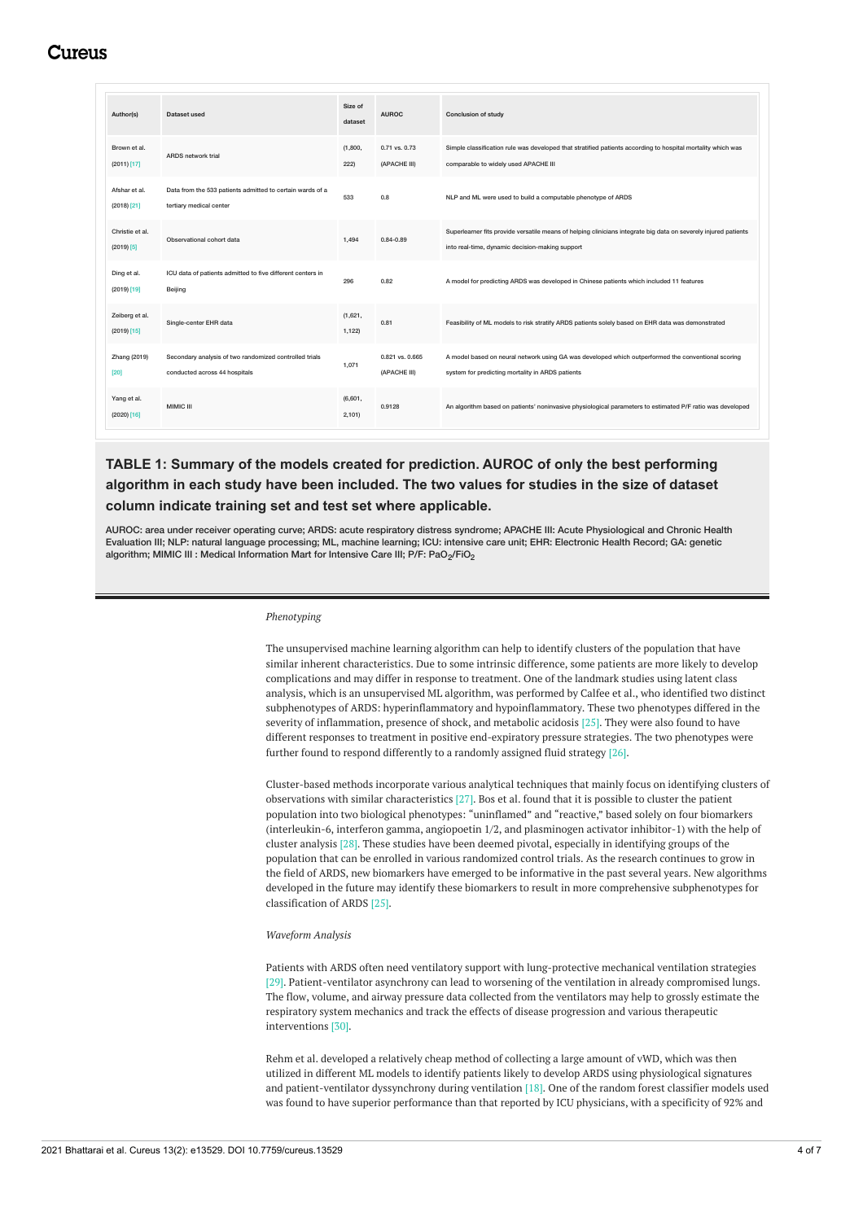| Author(s) | Dataset used | Size of dataset | AUROC | Conclusion of study |
|---|---|---|---|---|
| Brown et al. (2011) [17] | ARDS network trial | (1,800, 222) | 0.71 vs. 0.73 (APACHE III) | Simple classification rule was developed that stratified patients according to hospital mortality which was comparable to widely used APACHE III |
| Afshar et al. (2018) [21] | Data from the 533 patients admitted to certain wards of a tertiary medical center | 533 | 0.8 | NLP and ML were used to build a computable phenotype of ARDS |
| Christie et al. (2019) [5] | Observational cohort data | 1,494 | 0.84-0.89 | Superlearner fits provide versatile means of helping clinicians integrate big data on severely injured patients into real-time, dynamic decision-making support |
| Ding et al. (2019) [19] | ICU data of patients admitted to five different centers in Beijing | 296 | 0.82 | A model for predicting ARDS was developed in Chinese patients which included 11 features |
| Zeiberg et al. (2019) [15] | Single-center EHR data | (1,621, 1,122) | 0.81 | Feasibility of ML models to risk stratify ARDS patients solely based on EHR data was demonstrated |
| Zhang (2019) [20] | Secondary analysis of two randomized controlled trials conducted across 44 hospitals | 1,071 | 0.821 vs. 0.665 (APACHE III) | A model based on neural network using GA was developed which outperformed the conventional scoring system for predicting mortality in ARDS patients |
| Yang et al. (2020) [16] | MIMIC III | (6,601, 2,101) | 0.9128 | An algorithm based on patients' noninvasive physiological parameters to estimated P/F ratio was developed |

**TABLE 1: Summary of the models created for prediction. AUROC of only the best performing algorithm in each study have been included. The two values for studies in the size of dataset column indicate training set and test set where applicable.**

AUROC: area under receiver operating curve; ARDS: acute respiratory distress syndrome; APACHE III: Acute Physiological and Chronic Health Evaluation III; NLP: natural language processing; ML, machine learning; ICU: intensive care unit; EHR: Electronic Health Record; GA: genetic algorithm; MIMIC III : Medical Information Mart for Intensive Care III; P/F: $PaO_2/FiO_2$

*Phenotyping*

The unsupervised machine learning algorithm can help to identify clusters of the population that have similar inherent characteristics. Due to some intrinsic difference, some patients are more likely to develop complications and may differ in response to treatment. One of the landmark studies using latent class analysis, which is an unsupervised ML algorithm, was performed by Calfee et al., who identified two distinct subphenotypes of ARDS: hyperinflammatory and hypoinflammatory. These two phenotypes differed in the severity of inflammation, presence of shock, and metabolic acidosis [25]. They were also found to have different responses to treatment in positive end-expiratory pressure strategies. The two phenotypes were further found to respond differently to a randomly assigned fluid strategy [26].

Cluster-based methods incorporate various analytical techniques that mainly focus on identifying clusters of observations with similar characteristics [27]. Bos et al. found that it is possible to cluster the patient population into two biological phenotypes: "uninflamed" and "reactive," based solely on four biomarkers (interleukin-6, interferon gamma, angiopoetin 1/2, and plasminogen activator inhibitor-1) with the help of cluster analysis [28]. These studies have been deemed pivotal, especially in identifying groups of the population that can be enrolled in various randomized control trials. As the research continues to grow in the field of ARDS, new biomarkers have emerged to be informative in the past several years. New algorithms developed in the future may identify these biomarkers to result in more comprehensive subphenotypes for classification of ARDS [25].

*Waveform Analysis*

Patients with ARDS often need ventilatory support with lung-protective mechanical ventilation strategies [29]. Patient-ventilator asynchrony can lead to worsening of the ventilation in already compromised lungs. The flow, volume, and airway pressure data collected from the ventilators may help to grossly estimate the respiratory system mechanics and track the effects of disease progression and various therapeutic interventions [30].

Rehm et al. developed a relatively cheap method of collecting a large amount of vWD, which was then utilized in different ML models to identify patients likely to develop ARDS using physiological signatures and patient-ventilator dyssynchrony during ventilation [18]. One of the random forest classifier models used was found to have superior performance than that reported by ICU physicians, with a specificity of 92% and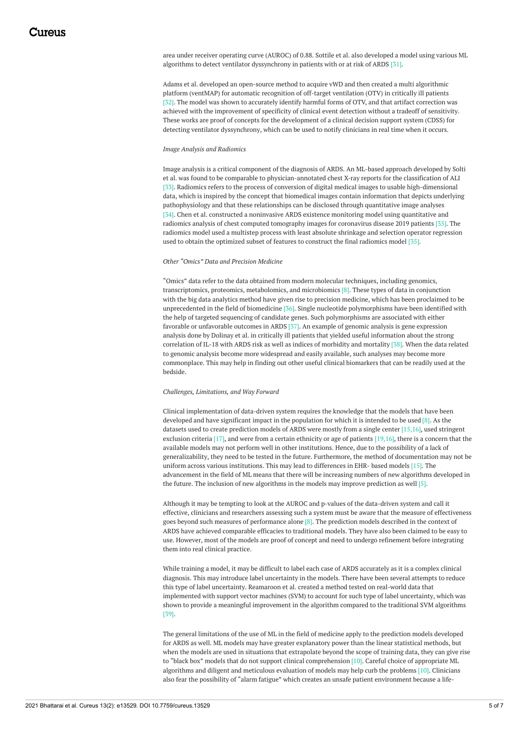area under receiver operating curve (AUROC) of 0.88. Sottile et al. also developed a model using various ML algorithms to detect ventilator dyssynchrony in patients with or at risk of ARDS [31].

Adams et al. developed an open-source method to acquire vWD and then created a multi algorithmic platform (ventMAP) for automatic recognition of off-target ventilation (OTV) in critically ill patients [32]. The model was shown to accurately identify harmful forms of OTV, and that artifact correction was achieved with the improvement of specificity of clinical event detection without a tradeoff of sensitivity. These works are proof of concepts for the development of a clinical decision support system (CDSS) for detecting ventilator dyssynchrony, which can be used to notify clinicians in real time when it occurs.

*Image Analysis and Radiomics*

Image analysis is a critical component of the diagnosis of ARDS. An ML-based approach developed by Solti et al. was found to be comparable to physician-annotated chest X-ray reports for the classification of ALI [33]. Radiomics refers to the process of conversion of digital medical images to usable high-dimensional data, which is inspired by the concept that biomedical images contain information that depicts underlying pathophysiology and that these relationships can be disclosed through quantitative image analyses [34]. Chen et al. constructed a noninvasive ARDS existence monitoring model using quantitative and radiomics analysis of chest computed tomography images for coronavirus disease 2019 patients [35]. The radiomics model used a multistep process with least absolute shrinkage and selection operator regression used to obtain the optimized subset of features to construct the final radiomics model [35].

*Other "Omics" Data and Precision Medicine*

"Omics" data refer to the data obtained from modern molecular techniques, including genomics, transcriptomics, proteomics, metabolomics, and microbiomics [8]. These types of data in conjunction with the big data analytics method have given rise to precision medicine, which has been proclaimed to be unprecedented in the field of biomedicine [36]. Single nucleotide polymorphisms have been identified with the help of targeted sequencing of candidate genes. Such polymorphisms are associated with either favorable or unfavorable outcomes in ARDS [37]. An example of genomic analysis is gene expression analysis done by Dolinay et al. in critically ill patients that yielded useful information about the strong correlation of IL-18 with ARDS risk as well as indices of morbidity and mortality [38]. When the data related to genomic analysis become more widespread and easily available, such analyses may become more commonplace. This may help in finding out other useful clinical biomarkers that can be readily used at the bedside.

*Challenges, Limitations, and Way Forward*

Clinical implementation of data-driven system requires the knowledge that the models that have been developed and have significant impact in the population for which it is intended to be used [8]. As the datasets used to create prediction models of ARDS were mostly from a single center [15,16], used stringent exclusion criteria [17], and were from a certain ethnicity or age of patients [19,16], there is a concern that the available models may not perform well in other institutions. Hence, due to the possibility of a lack of generalizability, they need to be tested in the future. Furthermore, the method of documentation may not be uniform across various institutions. This may lead to differences in EHR- based models [15]. The advancement in the field of ML means that there will be increasing numbers of new algorithms developed in the future. The inclusion of new algorithms in the models may improve prediction as well [5].

Although it may be tempting to look at the AUROC and p-values of the data-driven system and call it effective, clinicians and researchers assessing such a system must be aware that the measure of effectiveness goes beyond such measures of performance alone [8]. The prediction models described in the context of ARDS have achieved comparable efficacies to traditional models. They have also been claimed to be easy to use. However, most of the models are proof of concept and need to undergo refinement before integrating them into real clinical practice.

While training a model, it may be difficult to label each case of ARDS accurately as it is a complex clinical diagnosis. This may introduce label uncertainty in the models. There have been several attempts to reduce this type of label uncertainty. Reamaroon et al. created a method tested on real-world data that implemented with support vector machines (SVM) to account for such type of label uncertainty, which was shown to provide a meaningful improvement in the algorithm compared to the traditional SVM algorithms [39].

The general limitations of the use of ML in the field of medicine apply to the prediction models developed for ARDS as well. ML models may have greater explanatory power than the linear statistical methods, but when the models are used in situations that extrapolate beyond the scope of training data, they can give rise to "black box" models that do not support clinical comprehension [10]. Careful choice of appropriate ML algorithms and diligent and meticulous evaluation of models may help curb the problems [10]. Clinicians also fear the possibility of "alarm fatigue" which creates an unsafe patient environment because a life-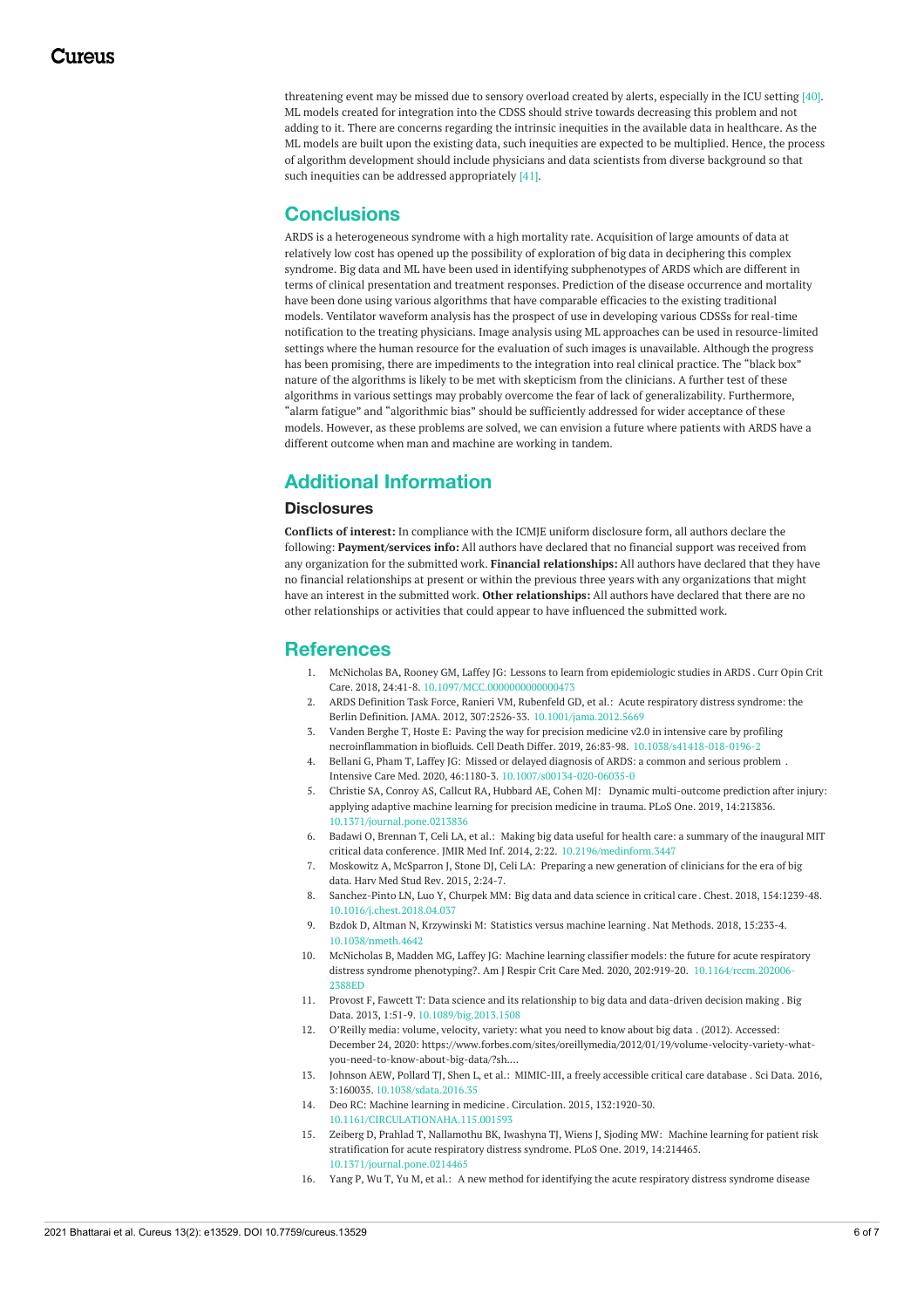threatening event may be missed due to sensory overload created by alerts, especially in the ICU setting [40]. ML models created for integration into the CDSS should strive towards decreasing this problem and not adding to it. There are concerns regarding the intrinsic inequities in the available data in healthcare. As the ML models are built upon the existing data, such inequities are expected to be multiplied. Hence, the process of algorithm development should include physicians and data scientists from diverse background so that such inequities can be addressed appropriately [41].

## Conclusions

ARDS is a heterogeneous syndrome with a high mortality rate. Acquisition of large amounts of data at relatively low cost has opened up the possibility of exploration of big data in deciphering this complex syndrome. Big data and ML have been used in identifying subphenotypes of ARDS which are different in terms of clinical presentation and treatment responses. Prediction of the disease occurrence and mortality have been done using various algorithms that have comparable efficacies to the existing traditional models. Ventilator waveform analysis has the prospect of use in developing various CDSSs for real-time notification to the treating physicians. Image analysis using ML approaches can be used in resource-limited settings where the human resource for the evaluation of such images is unavailable. Although the progress has been promising, there are impediments to the integration into real clinical practice. The "black box" nature of the algorithms is likely to be met with skepticism from the clinicians. A further test of these algorithms in various settings may probably overcome the fear of lack of generalizability. Furthermore, "alarm fatigue" and "algorithmic bias" should be sufficiently addressed for wider acceptance of these models. However, as these problems are solved, we can envision a future where patients with ARDS have a different outcome when man and machine are working in tandem.

## Additional Information

### Disclosures

**Conflicts of interest:** In compliance with the ICMJE uniform disclosure form, all authors declare the following: **Payment/services info:** All authors have declared that no financial support was received from any organization for the submitted work. **Financial relationships:** All authors have declared that they have no financial relationships at present or within the previous three years with any organizations that might have an interest in the submitted work. **Other relationships:** All authors have declared that there are no other relationships or activities that could appear to have influenced the submitted work.

## References

1. McNicholas BA, Rooney GM, Laffey JG: Lessons to learn from epidemiologic studies in ARDS . Curr Opin Crit Care. 2018, 24:41-8. 10.1097/MCC.0000000000000473
2. ARDS Definition Task Force, Ranieri VM, Rubenfeld GD, et al.: Acute respiratory distress syndrome: the Berlin Definition. JAMA. 2012, 307:2526-33. 10.1001/jama.2012.5669
3. Vanden Berghe T, Hoste E: Paving the way for precision medicine v2.0 in intensive care by profiling necroinflammation in biofluids. Cell Death Differ. 2019, 26:83-98. 10.1038/s41418-018-0196-2
4. Bellani G, Pham T, Laffey JG: Missed or delayed diagnosis of ARDS: a common and serious problem . Intensive Care Med. 2020, 46:1180-3. 10.1007/s00134-020-06035-0
5. Christie SA, Conroy AS, Callcut RA, Hubbard AE, Cohen MJ: Dynamic multi-outcome prediction after injury: applying adaptive machine learning for precision medicine in trauma. PLoS One. 2019, 14:213836. 10.1371/journal.pone.0213836
6. Badawi O, Brennan T, Celi LA, et al.: Making big data useful for health care: a summary of the inaugural MIT critical data conference. JMIR Med Inf. 2014, 2:22. 10.2196/medinform.3447
7. Moskowitz A, McSparron J, Stone DJ, Celi LA: Preparing a new generation of clinicians for the era of big data. Harv Med Stud Rev. 2015, 2:24-7.
8. Sanchez-Pinto LN, Luo Y, Churpek MM: Big data and data science in critical care . Chest. 2018, 154:1239-48. 10.1016/j.chest.2018.04.037
9. Bzdok D, Altman N, Krzywinski M: Statistics versus machine learning . Nat Methods. 2018, 15:233-4. 10.1038/nmeth.4642
10. McNicholas B, Madden MG, Laffey JG: Machine learning classifier models: the future for acute respiratory distress syndrome phenotyping?. Am J Respir Crit Care Med. 2020, 202:919-20. 10.1164/rccm.202006-2388ED
11. Provost F, Fawcett T: Data science and its relationship to big data and data-driven decision making . Big Data. 2013, 1:51-9. 10.1089/big.2013.1508
12. O'Reilly media: volume, velocity, variety: what you need to know about big data . (2012). Accessed: December 24, 2020: https://www.forbes.com/sites/oreillymedia/2012/01/19/volume-velocity-variety-what-you-need-to-know-about-big-data/?sh....
13. Johnson AEW, Pollard TJ, Shen L, et al.: MIMIC-III, a freely accessible critical care database . Sci Data. 2016, 3:160035. 10.1038/sdata.2016.35
14. Deo RC: Machine learning in medicine . Circulation. 2015, 132:1920-30. 10.1161/CIRCULATIONAHA.115.001593
15. Zeiberg D, Prahlad T, Nallamothu BK, Iwashyna TJ, Wiens J, Sjoding MW: Machine learning for patient risk stratification for acute respiratory distress syndrome. PLoS One. 2019, 14:214465. 10.1371/journal.pone.0214465
16. Yang P, Wu T, Yu M, et al.: A new method for identifying the acute respiratory distress syndrome disease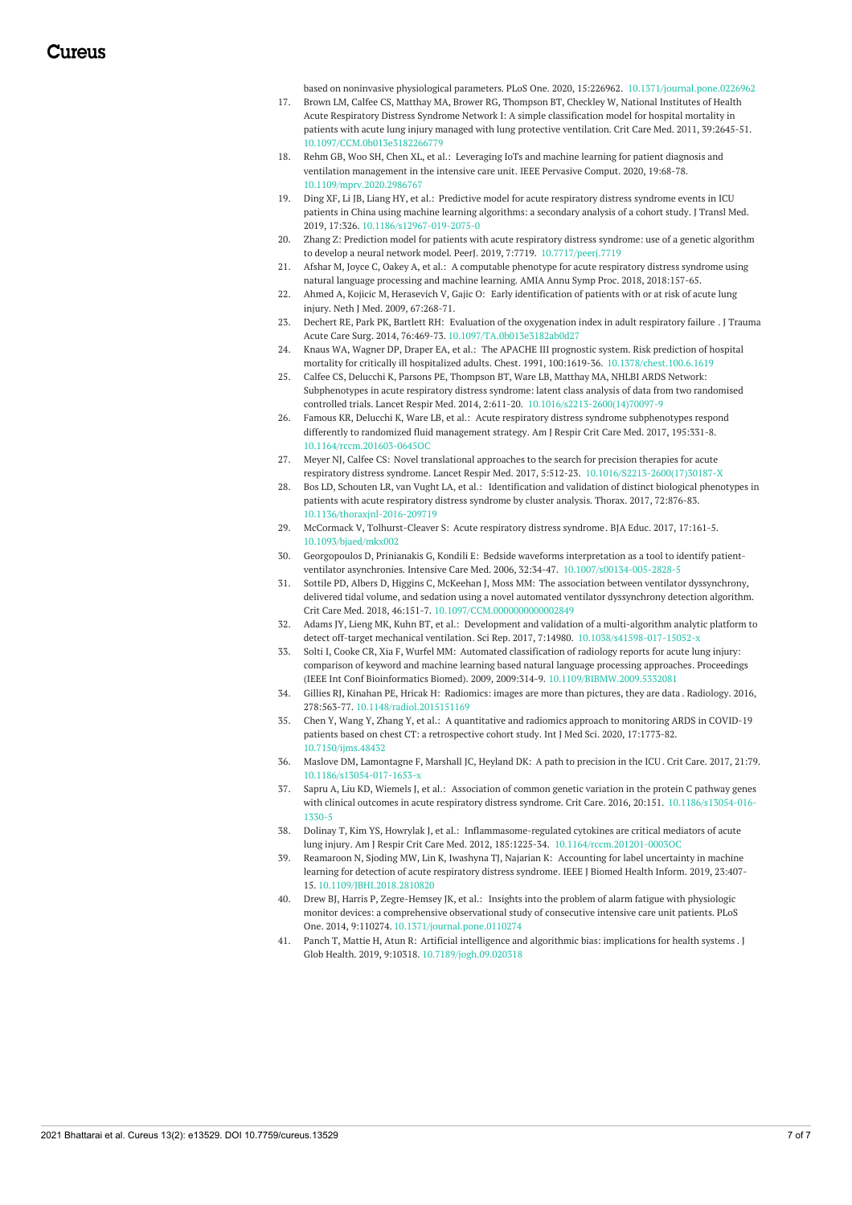based on noninvasive physiological parameters. PLoS One. 2020, 15:226962. 10.1371/journal.pone.0226962

17. Brown LM, Calfee CS, Matthay MA, Brower RG, Thompson BT, Checkley W, National Institutes of Health Acute Respiratory Distress Syndrome Network I: A simple classification model for hospital mortality in patients with acute lung injury managed with lung protective ventilation. Crit Care Med. 2011, 39:2645-51. 10.1097/CCM.0b013e3182266779
18. Rehm GB, Woo SH, Chen XL, et al.: Leveraging IoTs and machine learning for patient diagnosis and ventilation management in the intensive care unit. IEEE Pervasive Comput. 2020, 19:68-78. 10.1109/mprv.2020.2986767
19. Ding XF, Li JB, Liang HY, et al.: Predictive model for acute respiratory distress syndrome events in ICU patients in China using machine learning algorithms: a secondary analysis of a cohort study. J Transl Med. 2019, 17:326. 10.1186/s12967-019-2075-0
20. Zhang Z: Prediction model for patients with acute respiratory distress syndrome: use of a genetic algorithm to develop a neural network model. PeerJ. 2019, 7:7719. 10.7717/peerj.7719
21. Afshar M, Joyce C, Oakey A, et al.: A computable phenotype for acute respiratory distress syndrome using natural language processing and machine learning. AMIA Annu Symp Proc. 2018, 2018:157-65.
22. Ahmed A, Kojicic M, Herasevich V, Gajic O: Early identification of patients with or at risk of acute lung injury. Neth J Med. 2009, 67:268-71.
23. Dechert RE, Park PK, Bartlett RH: Evaluation of the oxygenation index in adult respiratory failure . J Trauma Acute Care Surg. 2014, 76:469-73. 10.1097/TA.0b013e3182ab0d27
24. Knaus WA, Wagner DP, Draper EA, et al.: The APACHE III prognostic system. Risk prediction of hospital mortality for critically ill hospitalized adults. Chest. 1991, 100:1619-36. 10.1378/chest.100.6.1619
25. Calfee CS, Delucchi K, Parsons PE, Thompson BT, Ware LB, Matthay MA, NHLBI ARDS Network: Subphenotypes in acute respiratory distress syndrome: latent class analysis of data from two randomised controlled trials. Lancet Respir Med. 2014, 2:611-20. 10.1016/s2213-2600(14)70097-9
26. Famous KR, Delucchi K, Ware LB, et al.: Acute respiratory distress syndrome subphenotypes respond differently to randomized fluid management strategy. Am J Respir Crit Care Med. 2017, 195:331-8. 10.1164/rccm.201603-0645OC
27. Meyer NJ, Calfee CS: Novel translational approaches to the search for precision therapies for acute respiratory distress syndrome. Lancet Respir Med. 2017, 5:512-23. 10.1016/S2213-2600(17)30187-X
28. Bos LD, Schouten LR, van Vught LA, et al.: Identification and validation of distinct biological phenotypes in patients with acute respiratory distress syndrome by cluster analysis. Thorax. 2017, 72:876-83. 10.1136/thoraxjnl-2016-209719
29. McCormack V, Tolhurst-Cleaver S: Acute respiratory distress syndrome. BJA Educ. 2017, 17:161-5. 10.1093/bjaed/mkx002
30. Georgopoulos D, Prinianakis G, Kondili E: Bedside waveforms interpretation as a tool to identify patient-ventilator asynchronies. Intensive Care Med. 2006, 32:34-47. 10.1007/s00134-005-2828-5
31. Sottile PD, Albers D, Higgins C, McKeehan J, Moss MM: The association between ventilator dyssynchrony, delivered tidal volume, and sedation using a novel automated ventilator dyssynchrony detection algorithm. Crit Care Med. 2018, 46:151-7. 10.1097/CCM.0000000000002849
32. Adams JY, Lieng MK, Kuhn BT, et al.: Development and validation of a multi-algorithm analytic platform to detect off-target mechanical ventilation. Sci Rep. 2017, 7:14980. 10.1038/s41598-017-15052-x
33. Solti I, Cooke CR, Xia F, Wurfel MM: Automated classification of radiology reports for acute lung injury: comparison of keyword and machine learning based natural language processing approaches. Proceedings (IEEE Int Conf Bioinformatics Biomed). 2009, 2009:314-9. 10.1109/BIBMW.2009.5332081
34. Gillies RJ, Kinahan PE, Hricak H: Radiomics: images are more than pictures, they are data . Radiology. 2016, 278:563-77. 10.1148/radiol.2015151169
35. Chen Y, Wang Y, Zhang Y, et al.: A quantitative and radiomics approach to monitoring ARDS in COVID-19 patients based on chest CT: a retrospective cohort study. Int J Med Sci. 2020, 17:1773-82. 10.7150/ijms.48432
36. Maslove DM, Lamontagne F, Marshall JC, Heyland DK: A path to precision in the ICU . Crit Care. 2017, 21:79. 10.1186/s13054-017-1653-x
37. Sapru A, Liu KD, Wiemels J, et al.: Association of common genetic variation in the protein C pathway genes with clinical outcomes in acute respiratory distress syndrome. Crit Care. 2016, 20:151. 10.1186/s13054-016-1330-5
38. Dolinay T, Kim YS, Howrylak J, et al.: Inflammasome-regulated cytokines are critical mediators of acute lung injury. Am J Respir Crit Care Med. 2012, 185:1225-34. 10.1164/rccm.201201-0003OC
39. Reamaroon N, Sjoding MW, Lin K, Iwashyna TJ, Najarian K: Accounting for label uncertainty in machine learning for detection of acute respiratory distress syndrome. IEEE J Biomed Health Inform. 2019, 23:407-15. 10.1109/JBHI.2018.2810820
40. Drew BJ, Harris P, Zegre-Hemsey JK, et al.: Insights into the problem of alarm fatigue with physiologic monitor devices: a comprehensive observational study of consecutive intensive care unit patients. PLoS One. 2014, 9:110274. 10.1371/journal.pone.0110274
41. Panch T, Mattie H, Atun R: Artificial intelligence and algorithmic bias: implications for health systems . J Glob Health. 2019, 9:10318. 10.7189/jogh.09.020318